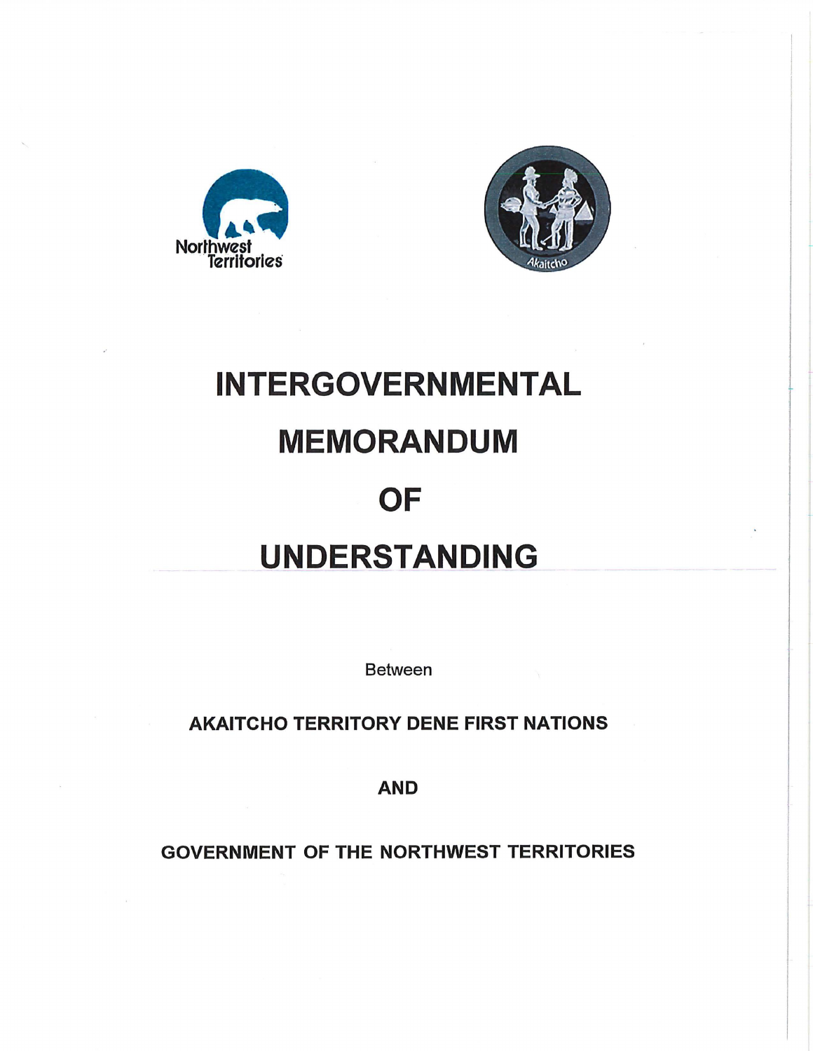# INTERGOVERNMENTAL MEMORANDUM OF UNDERSTANDING

Between

**AKAITCHO TERRITORY DENE FIRST NATIONS**

**AND**

**GOVERNMENT OF THE NORTHWEST TERRITORIES**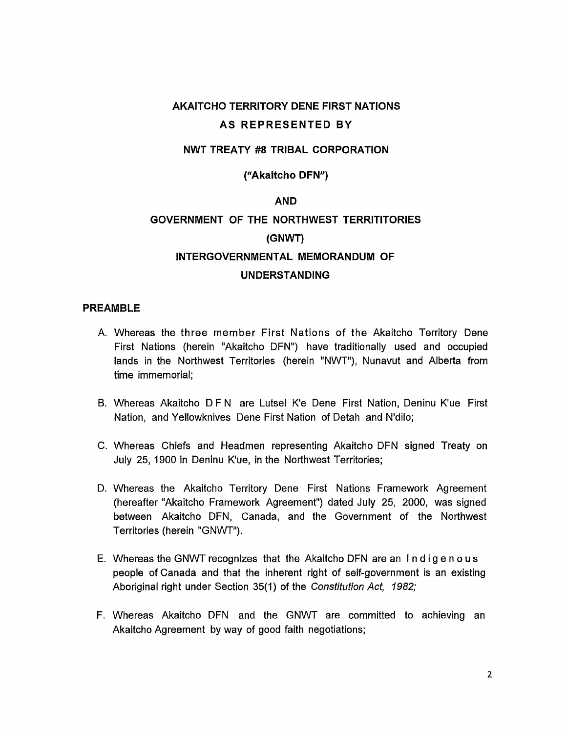**AKAITCHO TERRITORY DENE FIRST NATIONS**

**AS REPRESENTED BY**

**NWT TREATY #8 TRIBAL CORPORATION**

**("Akaitcho DFN")**

**AND**

**GOVERNMENT OF THE NORTHWEST TERRITITORIES**

**(GNWT)**

**INTERGOVERNMENTAL MEMORANDUM OF UNDERSTANDING**

## PREAMBLE

A. Whereas the three member First Nations of the Akaitcho Territory Dene First Nations (herein "Akaitcho DFN") have traditionally used and occupied lands in the Northwest Territories (herein "NWT"), Nunavut and Alberta from time immemorial;

B. Whereas Akaitcho DFN are Lutsel K'e Dene First Nation, Deninu K'ue First Nation, and Yellowknives Dene First Nation of Detah and N'dilo;

C. Whereas Chiefs and Headmen representing Akaitcho DFN signed Treaty on July 25, 1900 in Deninu K'ue, in the Northwest Territories;

D. Whereas the Akaitcho Territory Dene First Nations Framework Agreement (hereafter "Akaitcho Framework Agreement") dated July 25, 2000, was signed between Akaitcho DFN, Canada, and the Government of the Northwest Territories (herein "GNWT").

E. Whereas the GNWT recognizes that the Akaitcho DFN are an Indigenous people of Canada and that the inherent right of self-government is an existing Aboriginal right under Section 35(1) of the *Constitution Act, 1982;*

F. Whereas Akaitcho DFN and the GNWT are committed to achieving an Akaitcho Agreement by way of good faith negotiations;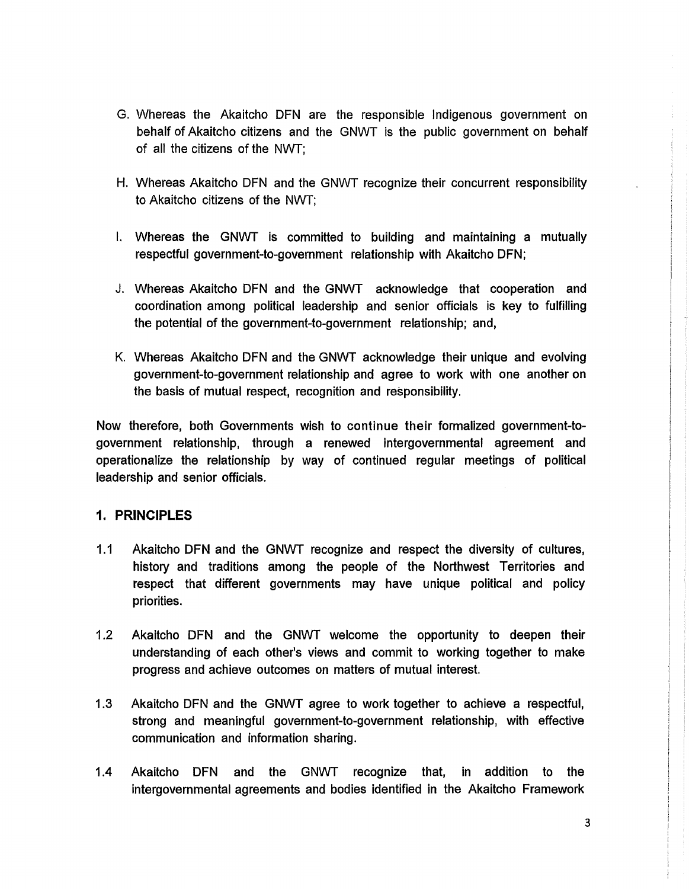G. Whereas the Akaitcho DFN are the responsible Indigenous government on behalf of Akaitcho citizens and the GNWT is the public government on behalf of all the citizens of the NWT;

H. Whereas Akaitcho DFN and the GNWT recognize their concurrent responsibility to Akaitcho citizens of the NWT;

I. Whereas the GNWT is committed to building and maintaining a mutually respectful government-to-government relationship with Akaitcho DFN;

J. Whereas Akaitcho DFN and the GNWT acknowledge that cooperation and coordination among political leadership and senior officials is key to fulfilling the potential of the government-to-government relationship; and,

K. Whereas Akaitcho DFN and the GNWT acknowledge their unique and evolving government-to-government relationship and agree to work with one another on the basis of mutual respect, recognition and responsibility.

Now therefore, both Governments wish to continue their formalized government-to-government relationship, through a renewed intergovernmental agreement and operationalize the relationship by way of continued regular meetings of political leadership and senior officials.

## 1. PRINCIPLES

1.1 Akaitcho DFN and the GNWT recognize and respect the diversity of cultures, history and traditions among the people of the Northwest Territories and respect that different governments may have unique political and policy priorities.

1.2 Akaitcho DFN and the GNWT welcome the opportunity to deepen their understanding of each other's views and commit to working together to make progress and achieve outcomes on matters of mutual interest.

1.3 Akaitcho DFN and the GNWT agree to work together to achieve a respectful, strong and meaningful government-to-government relationship, with effective communication and information sharing.

1.4 Akaitcho DFN and the GNWT recognize that, in addition to the intergovernmental agreements and bodies identified in the Akaitcho Framework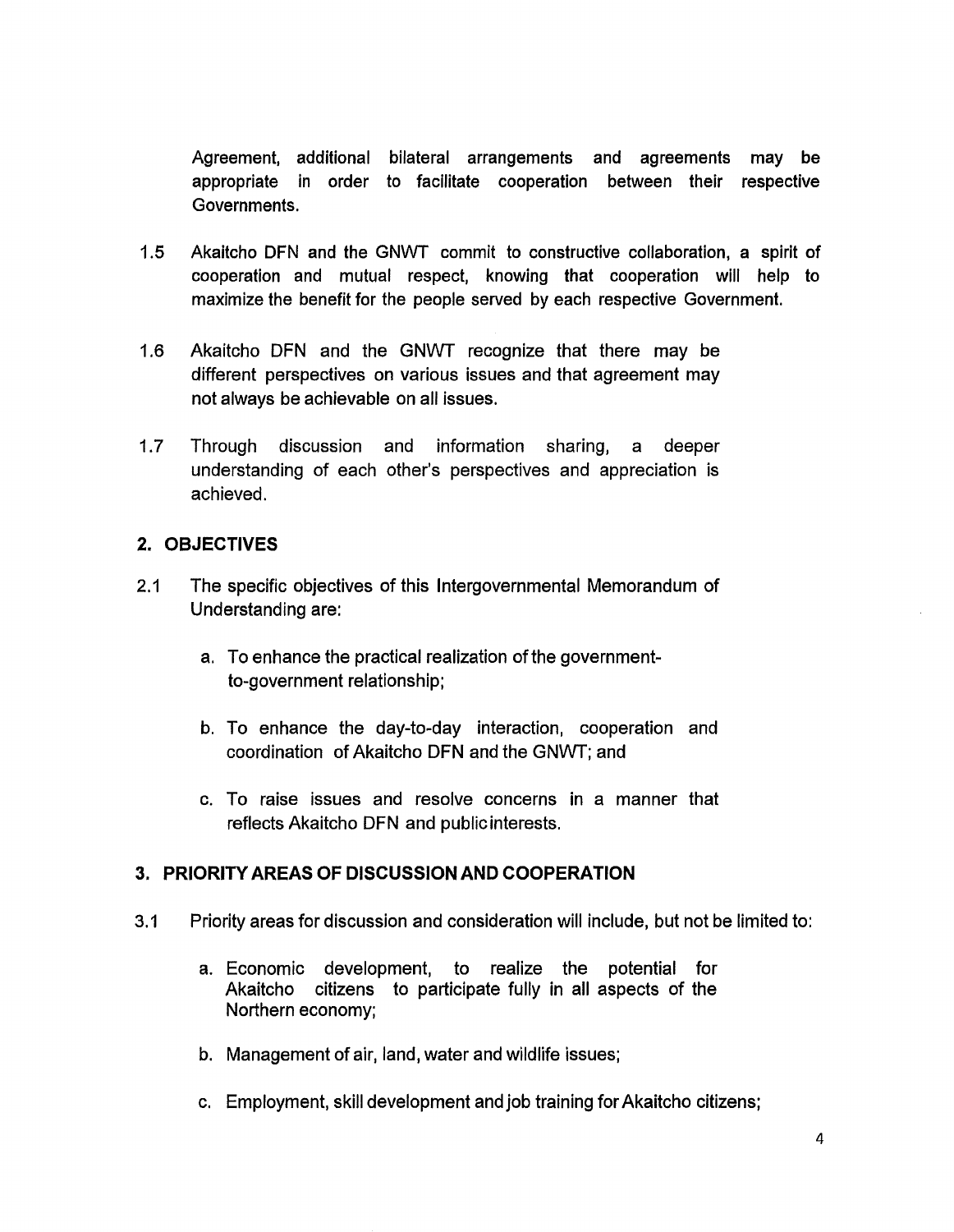Agreement, additional bilateral arrangements and agreements may be appropriate in order to facilitate cooperation between their respective Governments.

1.5 Akaitcho DFN and the GNWT commit to constructive collaboration, a spirit of cooperation and mutual respect, knowing that cooperation will help to maximize the benefit for the people served by each respective Government.

1.6 Akaitcho DFN and the GNWT recognize that there may be different perspectives on various issues and that agreement may not always be achievable on all issues.

1.7 Through discussion and information sharing, a deeper understanding of each other's perspectives and appreciation is achieved.

## 2. OBJECTIVES

2.1 The specific objectives of this Intergovernmental Memorandum of Understanding are:

a. To enhance the practical realization of the government-to-government relationship;

b. To enhance the day-to-day interaction, cooperation and coordination of Akaitcho DFN and the GNWT; and

c. To raise issues and resolve concerns in a manner that reflects Akaitcho DFN and public interests.

## 3. PRIORITY AREAS OF DISCUSSION AND COOPERATION

3.1 Priority areas for discussion and consideration will include, but not be limited to:

a. Economic development, to realize the potential for Akaitcho citizens to participate fully in all aspects of the Northern economy;

b. Management of air, land, water and wildlife issues;

c. Employment, skill development and job training for Akaitcho citizens;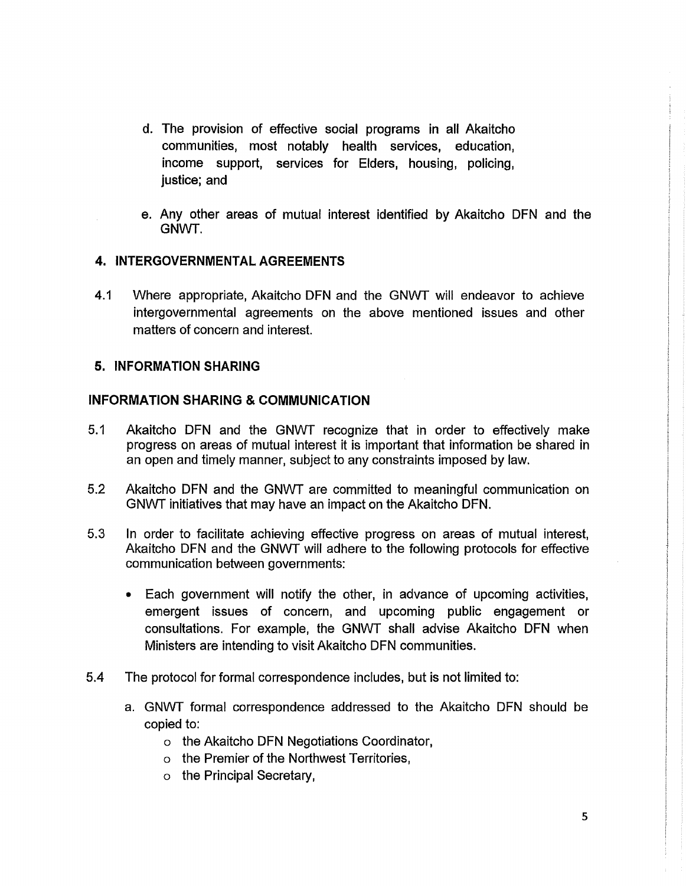d. The provision of effective social programs in all Akaitcho communities, most notably health services, education, income support, services for Elders, housing, policing, justice; and

e. Any other areas of mutual interest identified by Akaitcho DFN and the GNWT.

## 4. INTERGOVERNMENTAL AGREEMENTS

4.1 Where appropriate, Akaitcho DFN and the GNWT will endeavor to achieve intergovernmental agreements on the above mentioned issues and other matters of concern and interest.

## 5. INFORMATION SHARING

### INFORMATION SHARING & COMMUNICATION

5.1 Akaitcho DFN and the GNWT recognize that in order to effectively make progress on areas of mutual interest it is important that information be shared in an open and timely manner, subject to any constraints imposed by law.

5.2 Akaitcho DFN and the GNWT are committed to meaningful communication on GNWT initiatives that may have an impact on the Akaitcho DFN.

5.3 In order to facilitate achieving effective progress on areas of mutual interest, Akaitcho DFN and the GNWT will adhere to the following protocols for effective communication between governments:

- Each government will notify the other, in advance of upcoming activities, emergent issues of concern, and upcoming public engagement or consultations. For example, the GNWT shall advise Akaitcho DFN when Ministers are intending to visit Akaitcho DFN communities.

5.4 The protocol for formal correspondence includes, but is not limited to:

a. GNWT formal correspondence addressed to the Akaitcho DFN should be copied to:
   - the Akaitcho DFN Negotiations Coordinator,
   - the Premier of the Northwest Territories,
   - the Principal Secretary,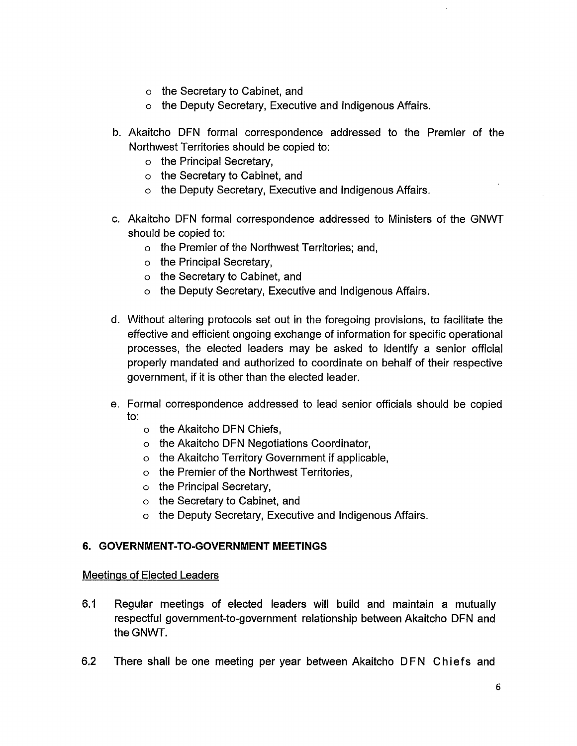- the Secretary to Cabinet, and
- the Deputy Secretary, Executive and Indigenous Affairs.

b. Akaitcho DFN formal correspondence addressed to the Premier of the Northwest Territories should be copied to:
   - the Principal Secretary,
   - the Secretary to Cabinet, and
   - the Deputy Secretary, Executive and Indigenous Affairs.

c. Akaitcho DFN formal correspondence addressed to Ministers of the GNWT should be copied to:
   - the Premier of the Northwest Territories; and,
   - the Principal Secretary,
   - the Secretary to Cabinet, and
   - the Deputy Secretary, Executive and Indigenous Affairs.

d. Without altering protocols set out in the foregoing provisions, to facilitate the effective and efficient ongoing exchange of information for specific operational processes, the elected leaders may be asked to identify a senior official properly mandated and authorized to coordinate on behalf of their respective government, if it is other than the elected leader.

e. Formal correspondence addressed to lead senior officials should be copied to:
   - the Akaitcho DFN Chiefs,
   - the Akaitcho DFN Negotiations Coordinator,
   - the Akaitcho Territory Government if applicable,
   - the Premier of the Northwest Territories,
   - the Principal Secretary,
   - the Secretary to Cabinet, and
   - the Deputy Secretary, Executive and Indigenous Affairs.

## 6. GOVERNMENT-TO-GOVERNMENT MEETINGS

Meetings of Elected Leaders

6.1 Regular meetings of elected leaders will build and maintain a mutually respectful government-to-government relationship between Akaitcho DFN and the GNWT.

6.2 There shall be one meeting per year between Akaitcho DFN Chiefs and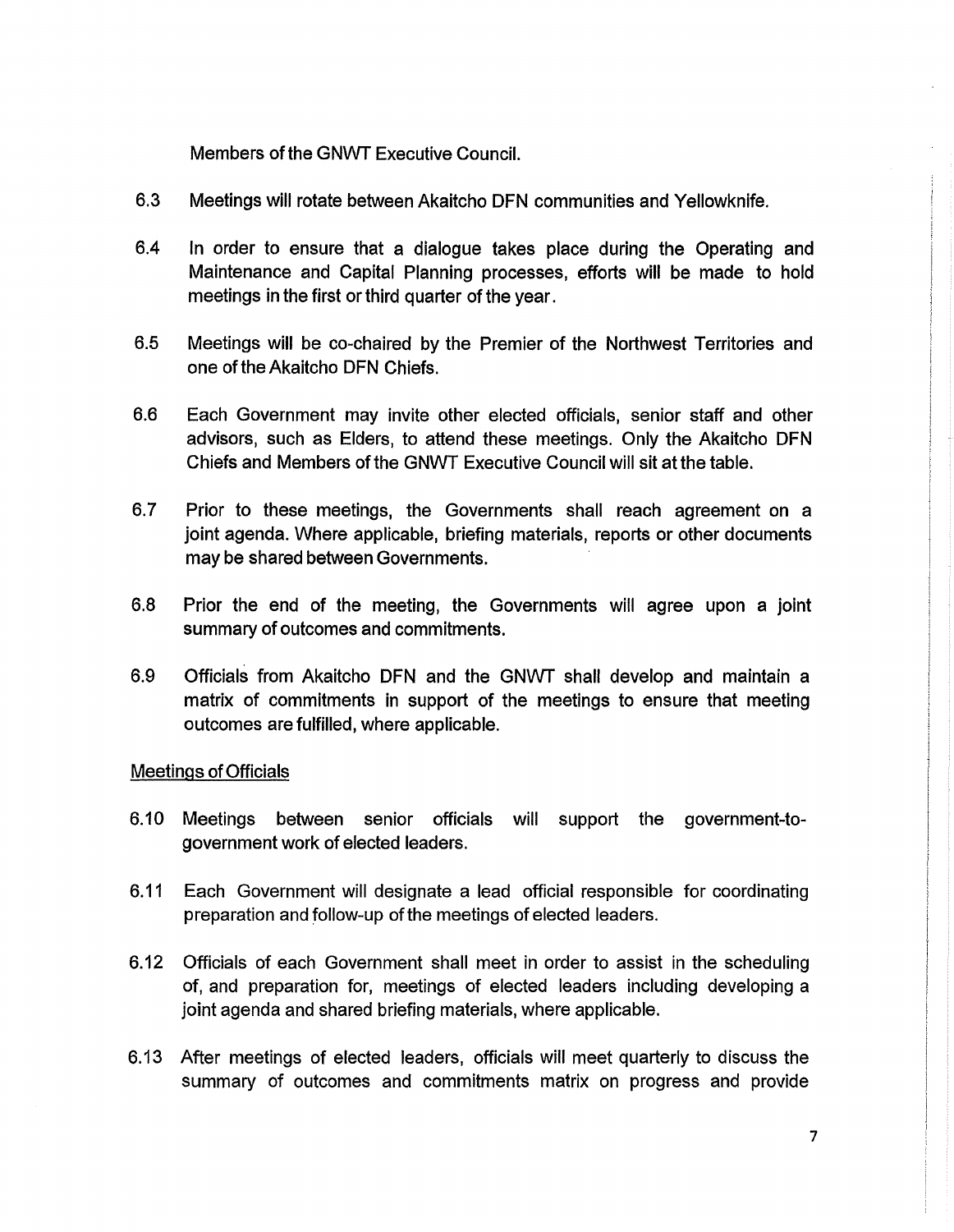Members of the GNWT Executive Council.

6.3 Meetings will rotate between Akaitcho DFN communities and Yellowknife.

6.4 In order to ensure that a dialogue takes place during the Operating and Maintenance and Capital Planning processes, efforts will be made to hold meetings in the first or third quarter of the year.

6.5 Meetings will be co-chaired by the Premier of the Northwest Territories and one of the Akaitcho DFN Chiefs.

6.6 Each Government may invite other elected officials, senior staff and other advisors, such as Elders, to attend these meetings. Only the Akaitcho DFN Chiefs and Members of the GNWT Executive Council will sit at the table.

6.7 Prior to these meetings, the Governments shall reach agreement on a joint agenda. Where applicable, briefing materials, reports or other documents may be shared between Governments.

6.8 Prior the end of the meeting, the Governments will agree upon a joint summary of outcomes and commitments.

6.9 Officials from Akaitcho DFN and the GNWT shall develop and maintain a matrix of commitments in support of the meetings to ensure that meeting outcomes are fulfilled, where applicable.

<u>Meetings of Officials</u>

6.10 Meetings between senior officials will support the government-to-government work of elected leaders.

6.11 Each Government will designate a lead official responsible for coordinating preparation and follow-up of the meetings of elected leaders.

6.12 Officials of each Government shall meet in order to assist in the scheduling of, and preparation for, meetings of elected leaders including developing a joint agenda and shared briefing materials, where applicable.

6.13 After meetings of elected leaders, officials will meet quarterly to discuss the summary of outcomes and commitments matrix on progress and provide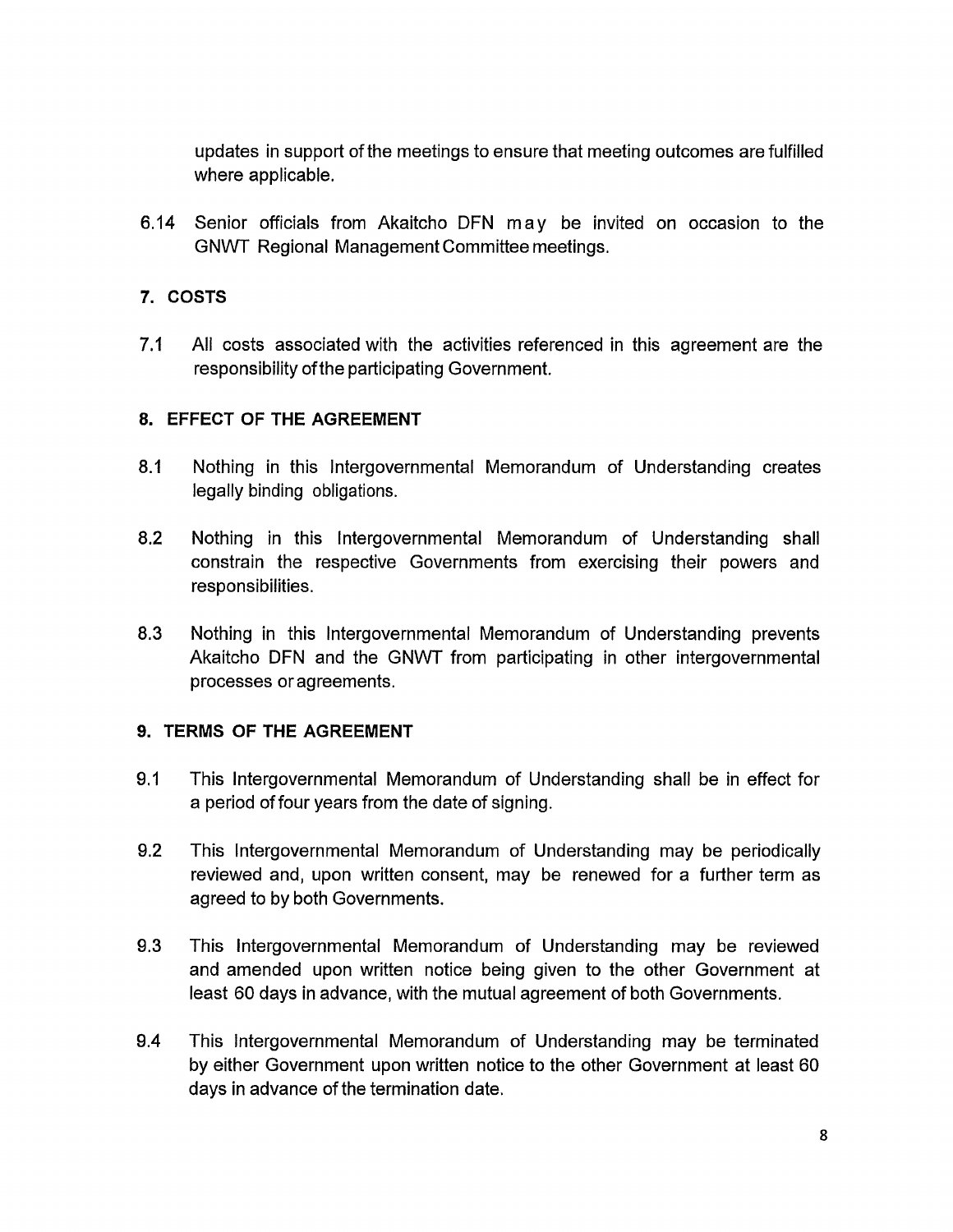updates in support of the meetings to ensure that meeting outcomes are fulfilled where applicable.

6.14 Senior officials from Akaitcho DFN may be invited on occasion to the GNWT Regional Management Committee meetings.

## 7. COSTS

7.1 All costs associated with the activities referenced in this agreement are the responsibility of the participating Government.

## 8. EFFECT OF THE AGREEMENT

8.1 Nothing in this Intergovernmental Memorandum of Understanding creates legally binding obligations.

8.2 Nothing in this Intergovernmental Memorandum of Understanding shall constrain the respective Governments from exercising their powers and responsibilities.

8.3 Nothing in this Intergovernmental Memorandum of Understanding prevents Akaitcho DFN and the GNWT from participating in other intergovernmental processes or agreements.

## 9. TERMS OF THE AGREEMENT

9.1 This Intergovernmental Memorandum of Understanding shall be in effect for a period of four years from the date of signing.

9.2 This Intergovernmental Memorandum of Understanding may be periodically reviewed and, upon written consent, may be renewed for a further term as agreed to by both Governments.

9.3 This Intergovernmental Memorandum of Understanding may be reviewed and amended upon written notice being given to the other Government at least 60 days in advance, with the mutual agreement of both Governments.

9.4 This Intergovernmental Memorandum of Understanding may be terminated by either Government upon written notice to the other Government at least 60 days in advance of the termination date.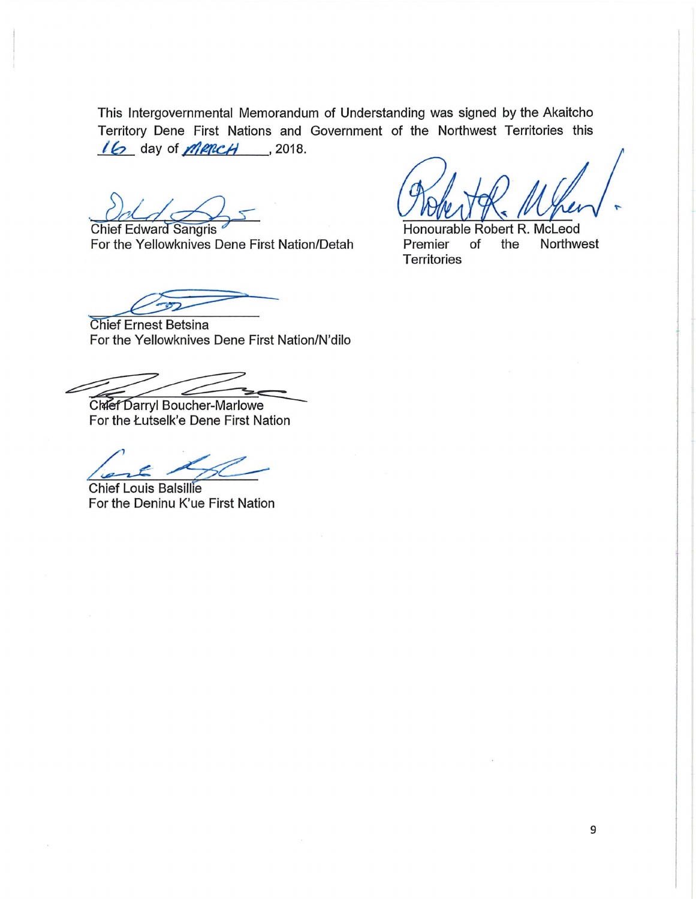This Intergovernmental Memorandum of Understanding was signed by the Akaitcho Territory Dene First Nations and Government of the Northwest Territories this 16 day of MARCH, 2018.

Chief Edward Sangris
For the Yellowknives Dene First Nation/Detah

Honourable Robert R. McLeod
Premier of the Northwest Territories

Chief Ernest Betsina
For the Yellowknives Dene First Nation/N'dilo

Chief Darryl Boucher-Marlowe
For the Łutselk'e Dene First Nation

Chief Louis Balsillie
For the Deninu K'ue First Nation